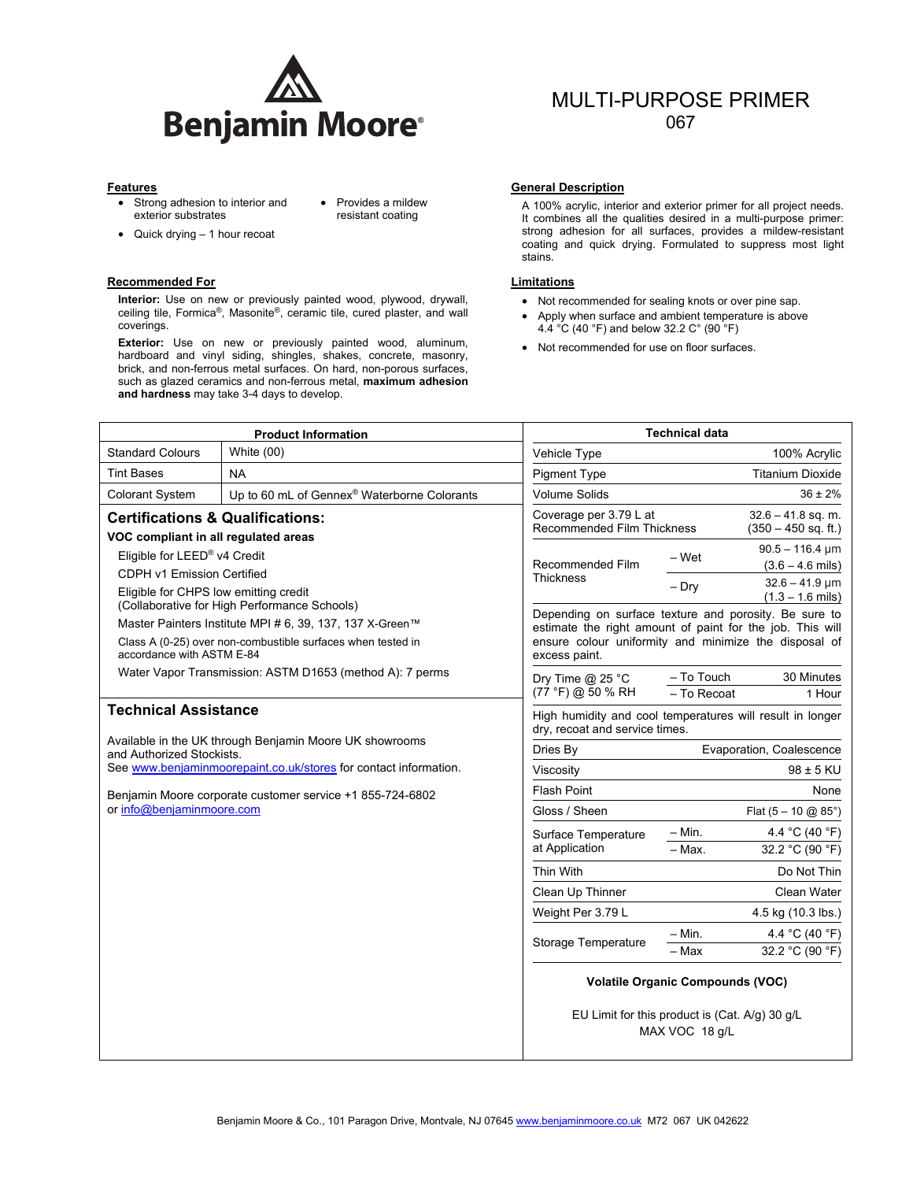# Benjamin Moore

# MULTI-PURPOSE PRIMER
## 067

## Features

- Strong adhesion to interior and exterior substrates
- Quick drying – 1 hour recoat
- Provides a mildew resistant coating

## Recommended For

**Interior:** Use on new or previously painted wood, plywood, drywall, ceiling tile, Formica®, Masonite®, ceramic tile, cured plaster, and wall coverings.

**Exterior:** Use on new or previously painted wood, aluminum, hardboard and vinyl siding, shingles, shakes, concrete, masonry, brick, and non-ferrous metal surfaces. On hard, non-porous surfaces, such as glazed ceramics and non-ferrous metal, **maximum adhesion and hardness** may take 3-4 days to develop.

## General Description

A 100% acrylic, interior and exterior primer for all project needs. It combines all the qualities desired in a multi-purpose primer: strong adhesion for all surfaces, provides a mildew-resistant coating and quick drying. Formulated to suppress most light stains.

## Limitations

- Not recommended for sealing knots or over pine sap.
- Apply when surface and ambient temperature is above 4.4 °C (40 °F) and below 32.2 C° (90 °F)
- Not recommended for use on floor surfaces.

| Product Information | |
|---|---|
| Standard Colours | White (00) |
| Tint Bases | NA |
| Colorant System | Up to 60 mL of Gennex® Waterborne Colorants |

### Certifications & Qualifications:

**VOC compliant in all regulated areas**

- Eligible for LEED® v4 Credit
- CDPH v1 Emission Certified
- Eligible for CHPS low emitting credit (Collaborative for High Performance Schools)
- Master Painters Institute MPI # 6, 39, 137, 137 X-Green™
- Class A (0-25) over non-combustible surfaces when tested in accordance with ASTM E-84
- Water Vapor Transmission: ASTM D1653 (method A): 7 perms

### Technical Assistance

Available in the UK through Benjamin Moore UK showrooms and Authorized Stockists.
See www.benjaminmoorepaint.co.uk/stores for contact information.

Benjamin Moore corporate customer service +1 855-724-6802 or info@benjaminmoore.com

| Technical data | | |
|---|---|---|
| Vehicle Type | | 100% Acrylic |
| Pigment Type | | Titanium Dioxide |
| Volume Solids | | 36 ± 2% |
| Coverage per 3.79 L at Recommended Film Thickness | | 32.6 – 41.8 sq. m. (350 – 450 sq. ft.) |
| Recommended Film Thickness | – Wet | 90.5 – 116.4 µm (3.6 – 4.6 mils) |
| | – Dry | 32.6 – 41.9 µm (1.3 – 1.6 mils) |
| Depending on surface texture and porosity. Be sure to estimate the right amount of paint for the job. This will ensure colour uniformity and minimize the disposal of excess paint. | | |
| Dry Time @ 25 °C (77 °F) @ 50 % RH | – To Touch | 30 Minutes |
| | – To Recoat | 1 Hour |
| High humidity and cool temperatures will result in longer dry, recoat and service times. | | |
| Dries By | | Evaporation, Coalescence |
| Viscosity | | 98 ± 5 KU |
| Flash Point | | None |
| Gloss / Sheen | | Flat (5 – 10 @ 85°) |
| Surface Temperature at Application | – Min. | 4.4 °C (40 °F) |
| | – Max. | 32.2 °C (90 °F) |
| Thin With | | Do Not Thin |
| Clean Up Thinner | | Clean Water |
| Weight Per 3.79 L | | 4.5 kg (10.3 lbs.) |
| Storage Temperature | – Min. | 4.4 °C (40 °F) |
| | – Max | 32.2 °C (90 °F) |

**Volatile Organic Compounds (VOC)**

EU Limit for this product is (Cat. A/g) 30 g/L
MAX VOC 18 g/L

Benjamin Moore & Co., 101 Paragon Drive, Montvale, NJ 07645 www.benjaminmoore.co.uk M72 067 UK 042622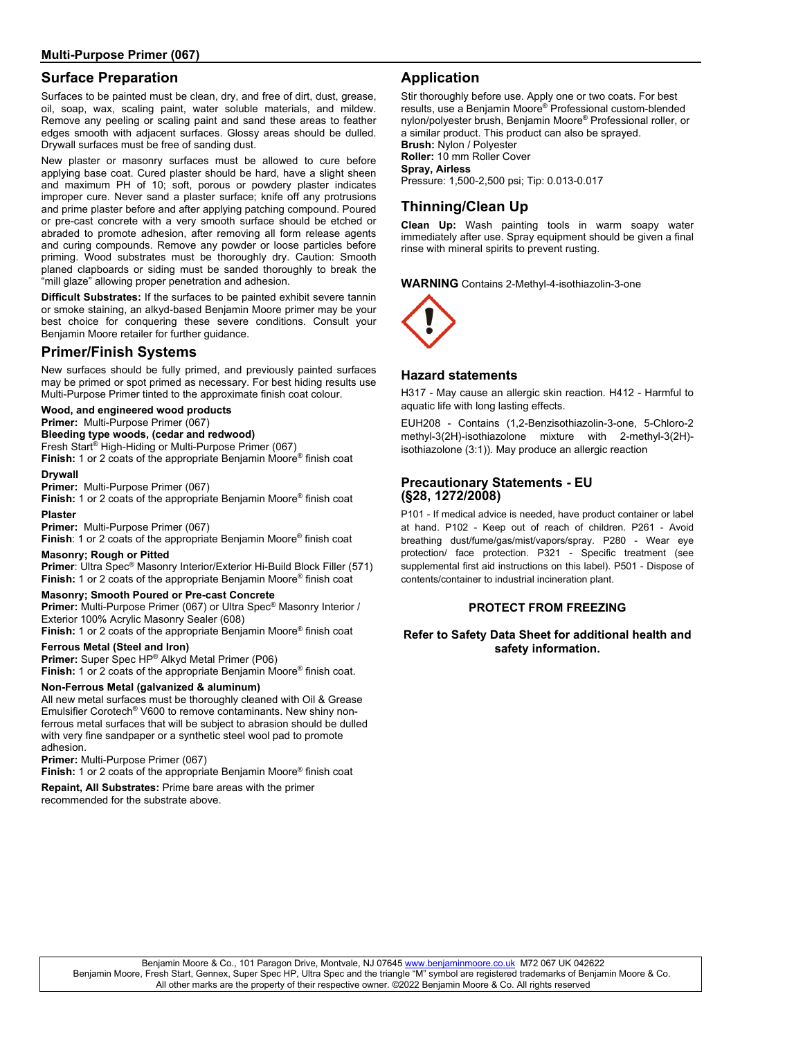**Multi-Purpose Primer (067)**

## Surface Preparation

Surfaces to be painted must be clean, dry, and free of dirt, dust, grease, oil, soap, wax, scaling paint, water soluble materials, and mildew. Remove any peeling or scaling paint and sand these areas to feather edges smooth with adjacent surfaces. Glossy areas should be dulled. Drywall surfaces must be free of sanding dust.

New plaster or masonry surfaces must be allowed to cure before applying base coat. Cured plaster should be hard, have a slight sheen and maximum PH of 10; soft, porous or powdery plaster indicates improper cure. Never sand a plaster surface; knife off any protrusions and prime plaster before and after applying patching compound. Poured or pre-cast concrete with a very smooth surface should be etched or abraded to promote adhesion, after removing all form release agents and curing compounds. Remove any powder or loose particles before priming. Wood substrates must be thoroughly dry. Caution: Smooth planed clapboards or siding must be sanded thoroughly to break the "mill glaze" allowing proper penetration and adhesion.

**Difficult Substrates:** If the surfaces to be painted exhibit severe tannin or smoke staining, an alkyd-based Benjamin Moore primer may be your best choice for conquering these severe conditions. Consult your Benjamin Moore retailer for further guidance.

## Primer/Finish Systems

New surfaces should be fully primed, and previously painted surfaces may be primed or spot primed as necessary. For best hiding results use Multi-Purpose Primer tinted to the approximate finish coat colour.

**Wood, and engineered wood products**
**Primer:** Multi-Purpose Primer (067)
**Bleeding type woods, (cedar and redwood)**
Fresh Start® High-Hiding or Multi-Purpose Primer (067)
**Finish:** 1 or 2 coats of the appropriate Benjamin Moore® finish coat

**Drywall**
**Primer:** Multi-Purpose Primer (067)
**Finish:** 1 or 2 coats of the appropriate Benjamin Moore® finish coat

**Plaster**
**Primer:** Multi-Purpose Primer (067)
**Finish**: 1 or 2 coats of the appropriate Benjamin Moore® finish coat

**Masonry; Rough or Pitted**
**Primer**: Ultra Spec® Masonry Interior/Exterior Hi-Build Block Filler (571)
**Finish:** 1 or 2 coats of the appropriate Benjamin Moore® finish coat

**Masonry; Smooth Poured or Pre-cast Concrete**
**Primer:** Multi-Purpose Primer (067) or Ultra Spec® Masonry Interior / Exterior 100% Acrylic Masonry Sealer (608)
**Finish:** 1 or 2 coats of the appropriate Benjamin Moore® finish coat

**Ferrous Metal (Steel and Iron)**
**Primer:** Super Spec HP® Alkyd Metal Primer (P06)
**Finish:** 1 or 2 coats of the appropriate Benjamin Moore® finish coat.

**Non-Ferrous Metal (galvanized & aluminum)**
All new metal surfaces must be thoroughly cleaned with Oil & Grease Emulsifier Corotech® V600 to remove contaminants. New shiny non-ferrous metal surfaces that will be subject to abrasion should be dulled with very fine sandpaper or a synthetic steel wool pad to promote adhesion.
**Primer:** Multi-Purpose Primer (067)
**Finish:** 1 or 2 coats of the appropriate Benjamin Moore® finish coat

**Repaint, All Substrates:** Prime bare areas with the primer recommended for the substrate above.

## Application

Stir thoroughly before use. Apply one or two coats. For best results, use a Benjamin Moore® Professional custom-blended nylon/polyester brush, Benjamin Moore® Professional roller, or a similar product. This product can also be sprayed.
**Brush:** Nylon / Polyester
**Roller:** 10 mm Roller Cover
**Spray, Airless**
Pressure: 1,500-2,500 psi; Tip: 0.013-0.017

## Thinning/Clean Up

**Clean Up:** Wash painting tools in warm soapy water immediately after use. Spray equipment should be given a final rinse with mineral spirits to prevent rusting.

**WARNING** Contains 2-Methyl-4-isothiazolin-3-one

### Hazard statements

H317 - May cause an allergic skin reaction. H412 - Harmful to aquatic life with long lasting effects.

EUH208 - Contains (1,2-Benzisothiazolin-3-one, 5-Chloro-2 methyl-3(2H)-isothiazolone mixture with 2-methyl-3(2H)-isothiazolone (3:1)). May produce an allergic reaction

### Precautionary Statements - EU (§28, 1272/2008)

P101 - If medical advice is needed, have product container or label at hand. P102 - Keep out of reach of children. P261 - Avoid breathing dust/fume/gas/mist/vapors/spray. P280 - Wear eye protection/ face protection. P321 - Specific treatment (see supplemental first aid instructions on this label). P501 - Dispose of contents/container to industrial incineration plant.

**PROTECT FROM FREEZING**

**Refer to Safety Data Sheet for additional health and safety information.**

Benjamin Moore & Co., 101 Paragon Drive, Montvale, NJ 07645 www.benjaminmoore.co.uk M72 067 UK 042622
Benjamin Moore, Fresh Start, Gennex, Super Spec HP, Ultra Spec and the triangle "M" symbol are registered trademarks of Benjamin Moore & Co.
All other marks are the property of their respective owner. ©2022 Benjamin Moore & Co. All rights reserved